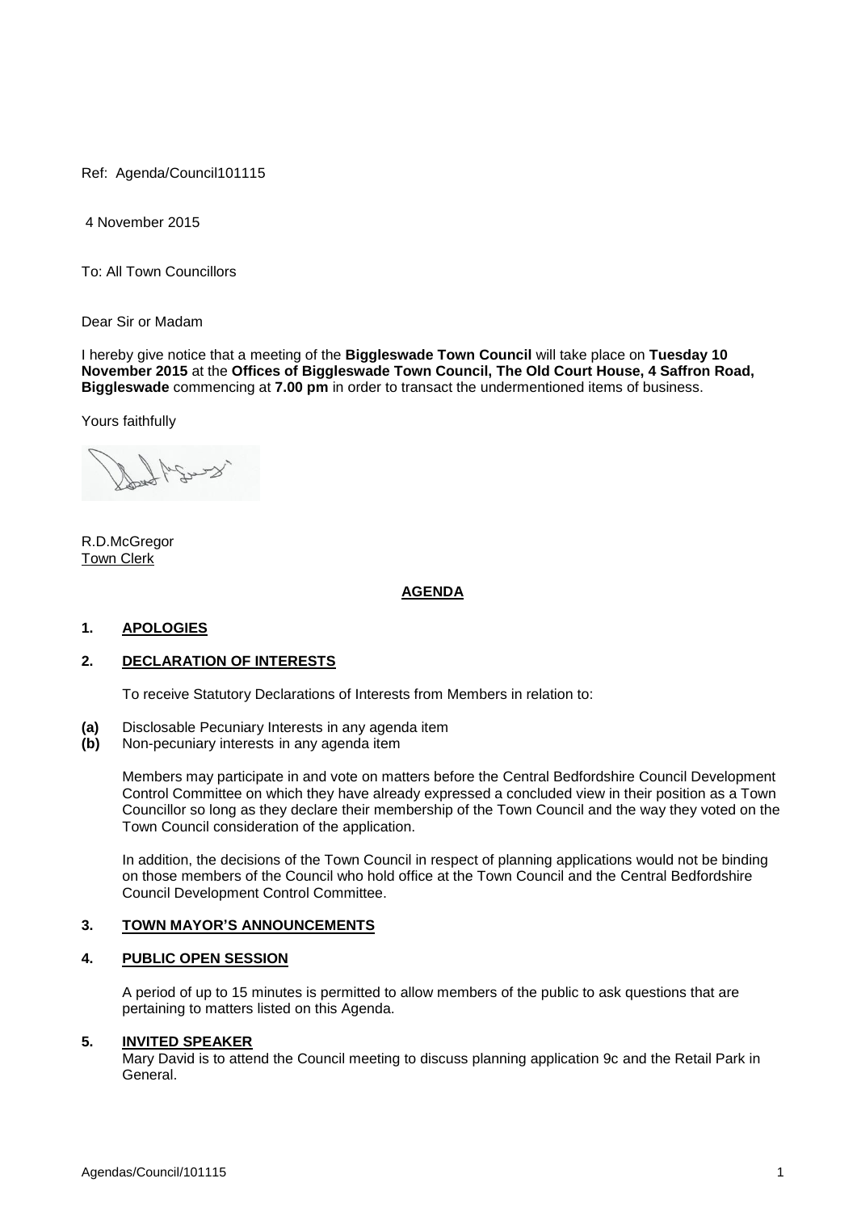Ref: Agenda/Council101115

4 November 2015

To: All Town Councillors

Dear Sir or Madam

I hereby give notice that a meeting of the **Biggleswade Town Council** will take place on **Tuesday 10 November 2015** at the **Offices of Biggleswade Town Council, The Old Court House, 4 Saffron Road, Biggleswade** commencing at **7.00 pm** in order to transact the undermentioned items of business.

Yours faithfully

R.D.McGregor
Town Clerk

**AGENDA**

**1. APOLOGIES**

**2. DECLARATION OF INTERESTS**

To receive Statutory Declarations of Interests from Members in relation to:

**(a)** Disclosable Pecuniary Interests in any agenda item
**(b)** Non-pecuniary interests in any agenda item

Members may participate in and vote on matters before the Central Bedfordshire Council Development Control Committee on which they have already expressed a concluded view in their position as a Town Councillor so long as they declare their membership of the Town Council and the way they voted on the Town Council consideration of the application.

In addition, the decisions of the Town Council in respect of planning applications would not be binding on those members of the Council who hold office at the Town Council and the Central Bedfordshire Council Development Control Committee.

**3. TOWN MAYOR'S ANNOUNCEMENTS**

**4. PUBLIC OPEN SESSION**

A period of up to 15 minutes is permitted to allow members of the public to ask questions that are pertaining to matters listed on this Agenda.

**5. INVITED SPEAKER**

Mary David is to attend the Council meeting to discuss planning application 9c and the Retail Park in General.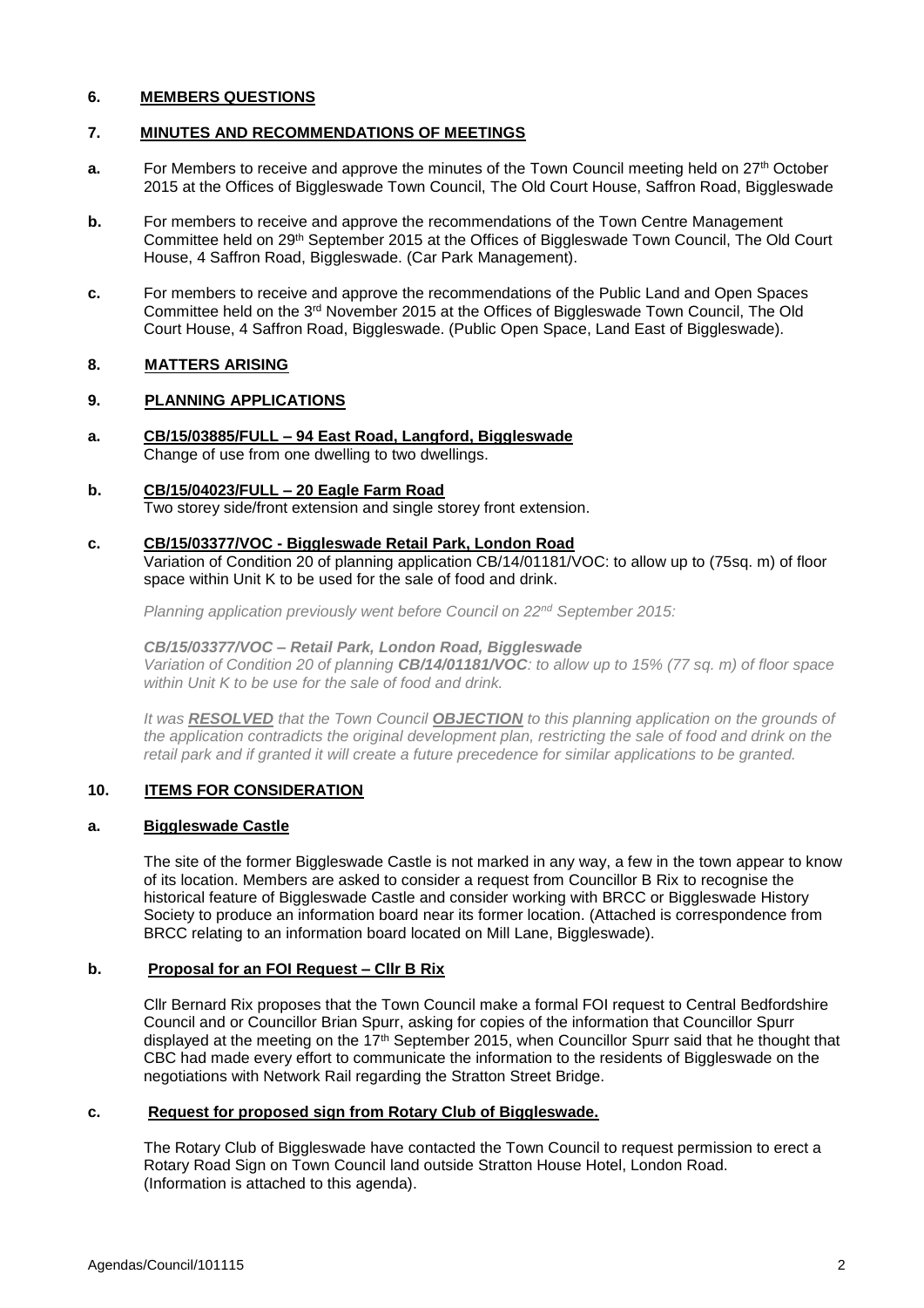## 6. MEMBERS QUESTIONS

## 7. MINUTES AND RECOMMENDATIONS OF MEETINGS

**a.** For Members to receive and approve the minutes of the Town Council meeting held on 27th October 2015 at the Offices of Biggleswade Town Council, The Old Court House, Saffron Road, Biggleswade

**b.** For members to receive and approve the recommendations of the Town Centre Management Committee held on 29th September 2015 at the Offices of Biggleswade Town Council, The Old Court House, 4 Saffron Road, Biggleswade. (Car Park Management).

**c.** For members to receive and approve the recommendations of the Public Land and Open Spaces Committee held on the 3rd November 2015 at the Offices of Biggleswade Town Council, The Old Court House, 4 Saffron Road, Biggleswade. (Public Open Space, Land East of Biggleswade).

## 8. MATTERS ARISING

## 9. PLANNING APPLICATIONS

**a. CB/15/03885/FULL – 94 East Road, Langford, Biggleswade**
Change of use from one dwelling to two dwellings.

**b. CB/15/04023/FULL – 20 Eagle Farm Road**
Two storey side/front extension and single storey front extension.

**c. CB/15/03377/VOC - Biggleswade Retail Park, London Road**
Variation of Condition 20 of planning application CB/14/01181/VOC: to allow up to (75sq. m) of floor space within Unit K to be used for the sale of food and drink.

*Planning application previously went before Council on 22nd September 2015:*

***CB/15/03377/VOC – Retail Park, London Road, Biggleswade***
*Variation of Condition 20 of planning **CB/14/01181/VOC**: to allow up to 15% (77 sq. m) of floor space within Unit K to be use for the sale of food and drink.*

*It was **RESOLVED** that the Town Council **OBJECTION** to this planning application on the grounds of the application contradicts the original development plan, restricting the sale of food and drink on the retail park and if granted it will create a future precedence for similar applications to be granted.*

## 10. ITEMS FOR CONSIDERATION

### a. Biggleswade Castle

The site of the former Biggleswade Castle is not marked in any way, a few in the town appear to know of its location. Members are asked to consider a request from Councillor B Rix to recognise the historical feature of Biggleswade Castle and consider working with BRCC or Biggleswade History Society to produce an information board near its former location. (Attached is correspondence from BRCC relating to an information board located on Mill Lane, Biggleswade).

### b. Proposal for an FOI Request – Cllr B Rix

Cllr Bernard Rix proposes that the Town Council make a formal FOI request to Central Bedfordshire Council and or Councillor Brian Spurr, asking for copies of the information that Councillor Spurr displayed at the meeting on the 17th September 2015, when Councillor Spurr said that he thought that CBC had made every effort to communicate the information to the residents of Biggleswade on the negotiations with Network Rail regarding the Stratton Street Bridge.

### c. Request for proposed sign from Rotary Club of Biggleswade.

The Rotary Club of Biggleswade have contacted the Town Council to request permission to erect a Rotary Road Sign on Town Council land outside Stratton House Hotel, London Road. (Information is attached to this agenda).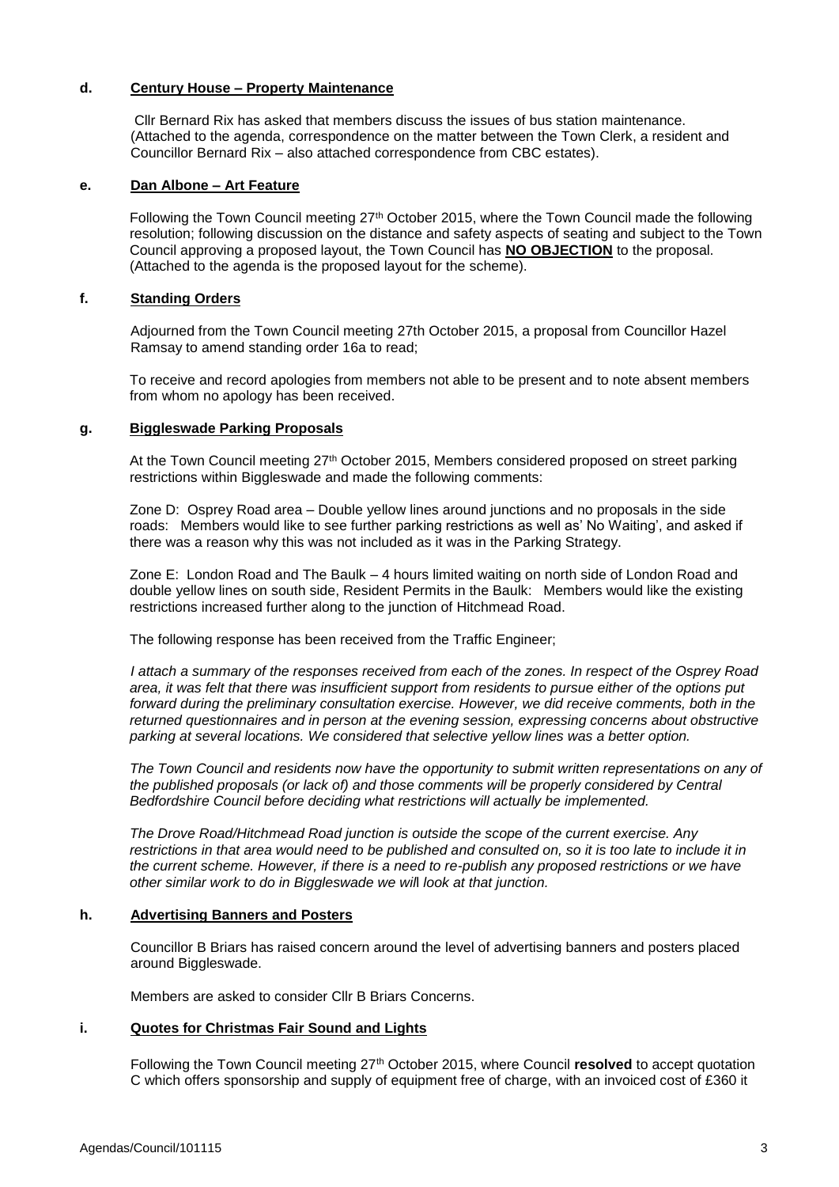**d. Century House – Property Maintenance**

Cllr Bernard Rix has asked that members discuss the issues of bus station maintenance. (Attached to the agenda, correspondence on the matter between the Town Clerk, a resident and Councillor Bernard Rix – also attached correspondence from CBC estates).

**e. Dan Albone – Art Feature**

Following the Town Council meeting 27th October 2015, where the Town Council made the following resolution; following discussion on the distance and safety aspects of seating and subject to the Town Council approving a proposed layout, the Town Council has **NO OBJECTION** to the proposal. (Attached to the agenda is the proposed layout for the scheme).

**f. Standing Orders**

Adjourned from the Town Council meeting 27th October 2015, a proposal from Councillor Hazel Ramsay to amend standing order 16a to read;

To receive and record apologies from members not able to be present and to note absent members from whom no apology has been received.

**g. Biggleswade Parking Proposals**

At the Town Council meeting 27th October 2015, Members considered proposed on street parking restrictions within Biggleswade and made the following comments:

Zone D: Osprey Road area – Double yellow lines around junctions and no proposals in the side roads: Members would like to see further parking restrictions as well as' No Waiting', and asked if there was a reason why this was not included as it was in the Parking Strategy.

Zone E: London Road and The Baulk – 4 hours limited waiting on north side of London Road and double yellow lines on south side, Resident Permits in the Baulk: Members would like the existing restrictions increased further along to the junction of Hitchmead Road.

The following response has been received from the Traffic Engineer;

*I attach a summary of the responses received from each of the zones. In respect of the Osprey Road area, it was felt that there was insufficient support from residents to pursue either of the options put forward during the preliminary consultation exercise. However, we did receive comments, both in the returned questionnaires and in person at the evening session, expressing concerns about obstructive parking at several locations. We considered that selective yellow lines was a better option.*

*The Town Council and residents now have the opportunity to submit written representations on any of the published proposals (or lack of) and those comments will be properly considered by Central Bedfordshire Council before deciding what restrictions will actually be implemented.*

*The Drove Road/Hitchmead Road junction is outside the scope of the current exercise. Any restrictions in that area would need to be published and consulted on, so it is too late to include it in the current scheme. However, if there is a need to re-publish any proposed restrictions or we have other similar work to do in Biggleswade we will look at that junction.*

**h. Advertising Banners and Posters**

Councillor B Briars has raised concern around the level of advertising banners and posters placed around Biggleswade.

Members are asked to consider Cllr B Briars Concerns.

**i. Quotes for Christmas Fair Sound and Lights**

Following the Town Council meeting 27th October 2015, where Council **resolved** to accept quotation C which offers sponsorship and supply of equipment free of charge, with an invoiced cost of £360 it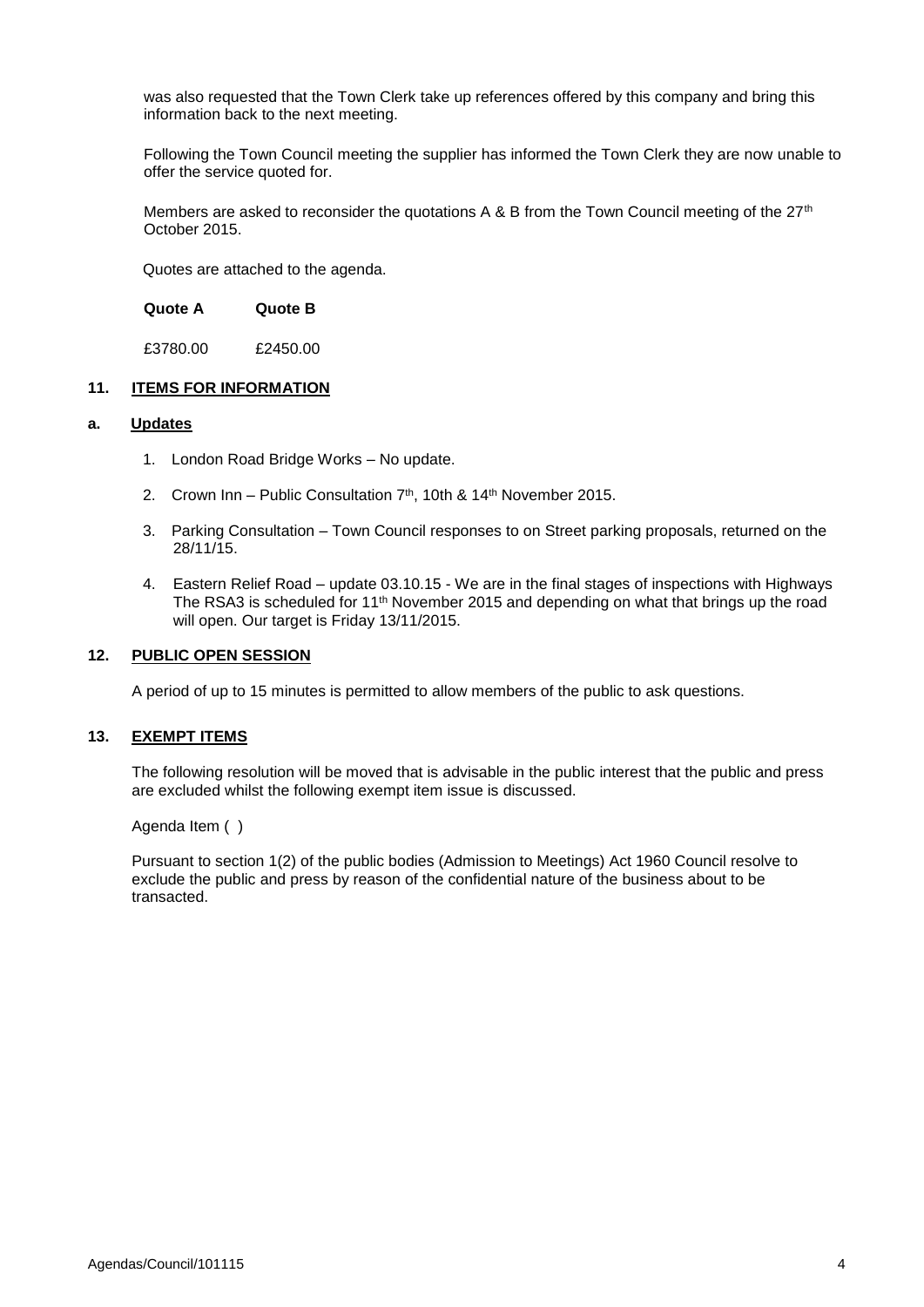was also requested that the Town Clerk take up references offered by this company and bring this information back to the next meeting.

Following the Town Council meeting the supplier has informed the Town Clerk they are now unable to offer the service quoted for.

Members are asked to reconsider the quotations A & B from the Town Council meeting of the 27th October 2015.

Quotes are attached to the agenda.

| **Quote A** | **Quote B** |
|---|---|
| £3780.00 | £2450.00 |

## 11. ITEMS FOR INFORMATION

### a. Updates

1. London Road Bridge Works – No update.
2. Crown Inn – Public Consultation 7th, 10th & 14th November 2015.
3. Parking Consultation – Town Council responses to on Street parking proposals, returned on the 28/11/15.
4. Eastern Relief Road – update 03.10.15 - We are in the final stages of inspections with Highways The RSA3 is scheduled for 11th November 2015 and depending on what that brings up the road will open. Our target is Friday 13/11/2015.

## 12. PUBLIC OPEN SESSION

A period of up to 15 minutes is permitted to allow members of the public to ask questions.

## 13. EXEMPT ITEMS

The following resolution will be moved that is advisable in the public interest that the public and press are excluded whilst the following exempt item issue is discussed.

Agenda Item ( )

Pursuant to section 1(2) of the public bodies (Admission to Meetings) Act 1960 Council resolve to exclude the public and press by reason of the confidential nature of the business about to be transacted.

Agendas/Council/101115